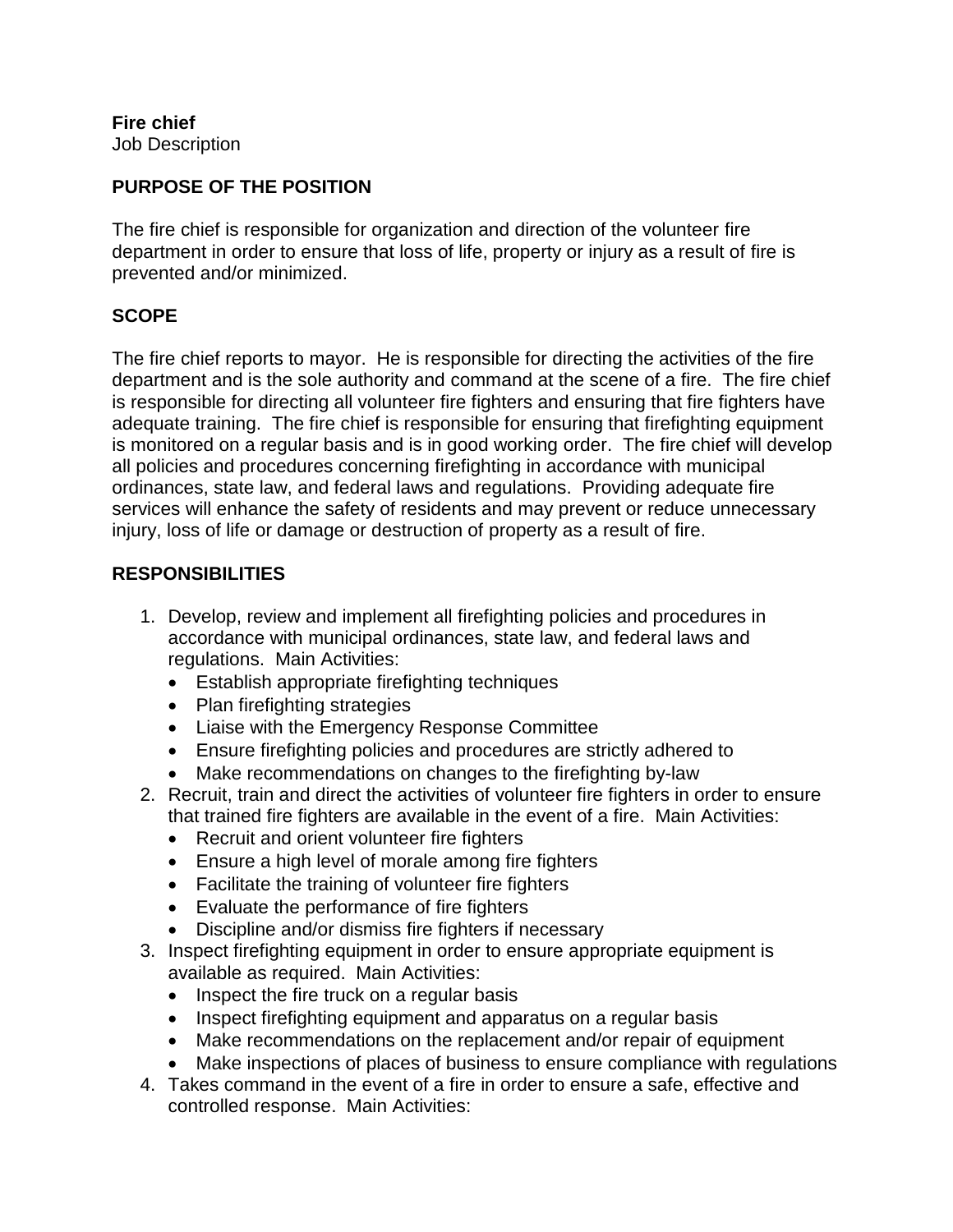**Fire chief**
Job Description

## PURPOSE OF THE POSITION

The fire chief is responsible for organization and direction of the volunteer fire department in order to ensure that loss of life, property or injury as a result of fire is prevented and/or minimized.

## SCOPE

The fire chief reports to mayor. He is responsible for directing the activities of the fire department and is the sole authority and command at the scene of a fire. The fire chief is responsible for directing all volunteer fire fighters and ensuring that fire fighters have adequate training. The fire chief is responsible for ensuring that firefighting equipment is monitored on a regular basis and is in good working order. The fire chief will develop all policies and procedures concerning firefighting in accordance with municipal ordinances, state law, and federal laws and regulations. Providing adequate fire services will enhance the safety of residents and may prevent or reduce unnecessary injury, loss of life or damage or destruction of property as a result of fire.

## RESPONSIBILITIES

1. Develop, review and implement all firefighting policies and procedures in accordance with municipal ordinances, state law, and federal laws and regulations. Main Activities:
   - Establish appropriate firefighting techniques
   - Plan firefighting strategies
   - Liaise with the Emergency Response Committee
   - Ensure firefighting policies and procedures are strictly adhered to
   - Make recommendations on changes to the firefighting by-law
2. Recruit, train and direct the activities of volunteer fire fighters in order to ensure that trained fire fighters are available in the event of a fire. Main Activities:
   - Recruit and orient volunteer fire fighters
   - Ensure a high level of morale among fire fighters
   - Facilitate the training of volunteer fire fighters
   - Evaluate the performance of fire fighters
   - Discipline and/or dismiss fire fighters if necessary
3. Inspect firefighting equipment in order to ensure appropriate equipment is available as required. Main Activities:
   - Inspect the fire truck on a regular basis
   - Inspect firefighting equipment and apparatus on a regular basis
   - Make recommendations on the replacement and/or repair of equipment
   - Make inspections of places of business to ensure compliance with regulations
4. Takes command in the event of a fire in order to ensure a safe, effective and controlled response. Main Activities: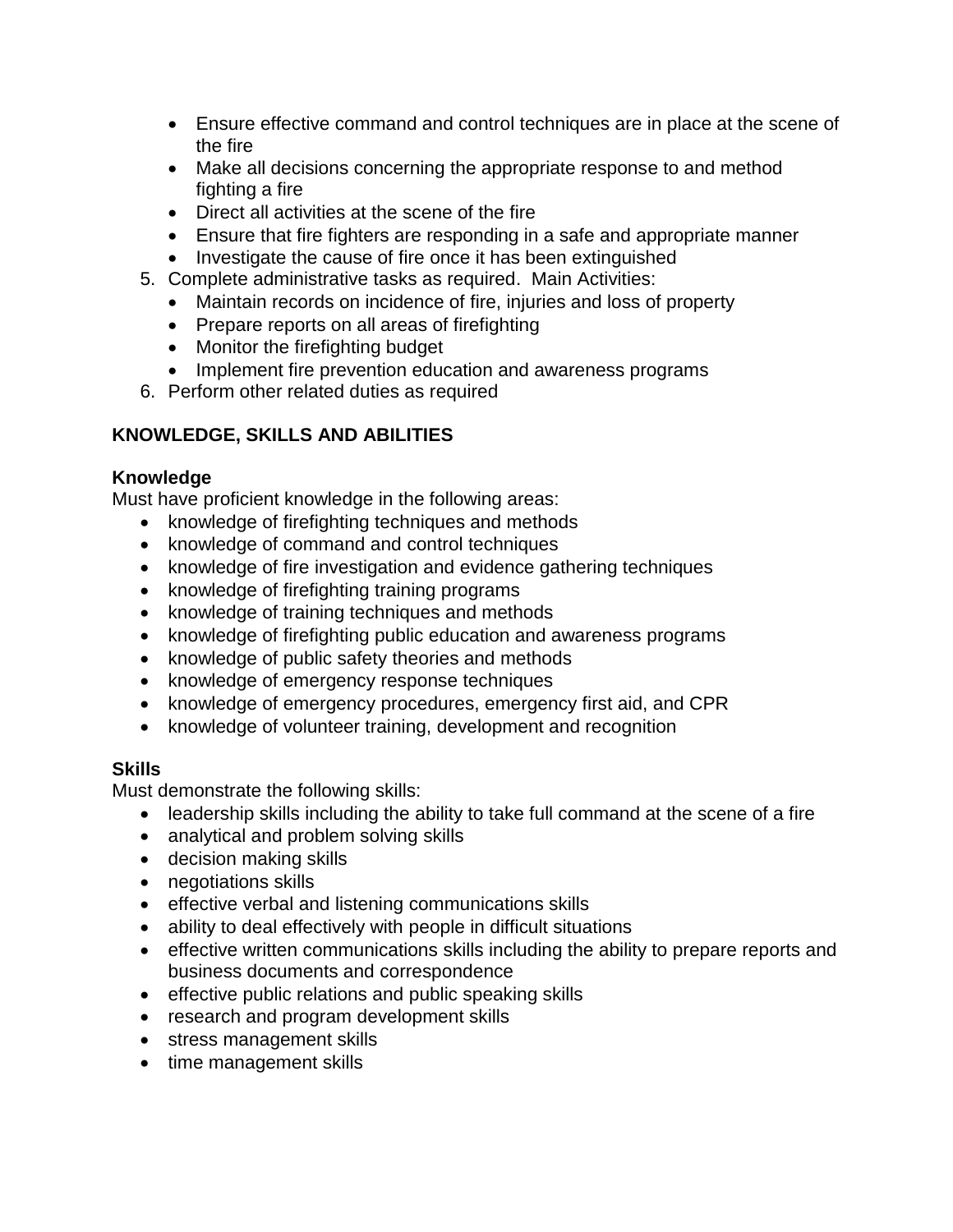- Ensure effective command and control techniques are in place at the scene of the fire
  - Make all decisions concerning the appropriate response to and method fighting a fire
  - Direct all activities at the scene of the fire
  - Ensure that fire fighters are responding in a safe and appropriate manner
  - Investigate the cause of fire once it has been extinguished
5. Complete administrative tasks as required. Main Activities:
   - Maintain records on incidence of fire, injuries and loss of property
   - Prepare reports on all areas of firefighting
   - Monitor the firefighting budget
   - Implement fire prevention education and awareness programs
6. Perform other related duties as required

**KNOWLEDGE, SKILLS AND ABILITIES**

**Knowledge**
Must have proficient knowledge in the following areas:

- knowledge of firefighting techniques and methods
- knowledge of command and control techniques
- knowledge of fire investigation and evidence gathering techniques
- knowledge of firefighting training programs
- knowledge of training techniques and methods
- knowledge of firefighting public education and awareness programs
- knowledge of public safety theories and methods
- knowledge of emergency response techniques
- knowledge of emergency procedures, emergency first aid, and CPR
- knowledge of volunteer training, development and recognition

**Skills**
Must demonstrate the following skills:

- leadership skills including the ability to take full command at the scene of a fire
- analytical and problem solving skills
- decision making skills
- negotiations skills
- effective verbal and listening communications skills
- ability to deal effectively with people in difficult situations
- effective written communications skills including the ability to prepare reports and business documents and correspondence
- effective public relations and public speaking skills
- research and program development skills
- stress management skills
- time management skills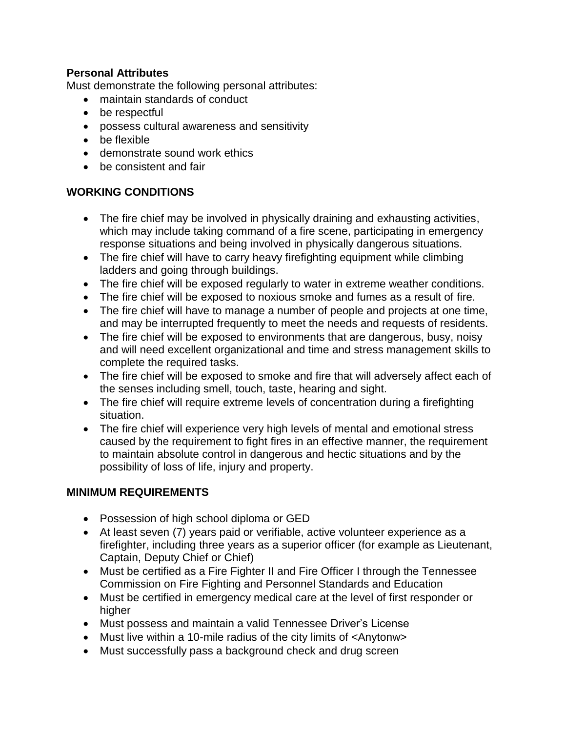**Personal Attributes**

Must demonstrate the following personal attributes:

- maintain standards of conduct
- be respectful
- possess cultural awareness and sensitivity
- be flexible
- demonstrate sound work ethics
- be consistent and fair

**WORKING CONDITIONS**

- The fire chief may be involved in physically draining and exhausting activities, which may include taking command of a fire scene, participating in emergency response situations and being involved in physically dangerous situations.
- The fire chief will have to carry heavy firefighting equipment while climbing ladders and going through buildings.
- The fire chief will be exposed regularly to water in extreme weather conditions.
- The fire chief will be exposed to noxious smoke and fumes as a result of fire.
- The fire chief will have to manage a number of people and projects at one time, and may be interrupted frequently to meet the needs and requests of residents.
- The fire chief will be exposed to environments that are dangerous, busy, noisy and will need excellent organizational and time and stress management skills to complete the required tasks.
- The fire chief will be exposed to smoke and fire that will adversely affect each of the senses including smell, touch, taste, hearing and sight.
- The fire chief will require extreme levels of concentration during a firefighting situation.
- The fire chief will experience very high levels of mental and emotional stress caused by the requirement to fight fires in an effective manner, the requirement to maintain absolute control in dangerous and hectic situations and by the possibility of loss of life, injury and property.

**MINIMUM REQUIREMENTS**

- Possession of high school diploma or GED
- At least seven (7) years paid or verifiable, active volunteer experience as a firefighter, including three years as a superior officer (for example as Lieutenant, Captain, Deputy Chief or Chief)
- Must be certified as a Fire Fighter II and Fire Officer I through the Tennessee Commission on Fire Fighting and Personnel Standards and Education
- Must be certified in emergency medical care at the level of first responder or higher
- Must possess and maintain a valid Tennessee Driver's License
- Must live within a 10-mile radius of the city limits of <Anytonw>
- Must successfully pass a background check and drug screen